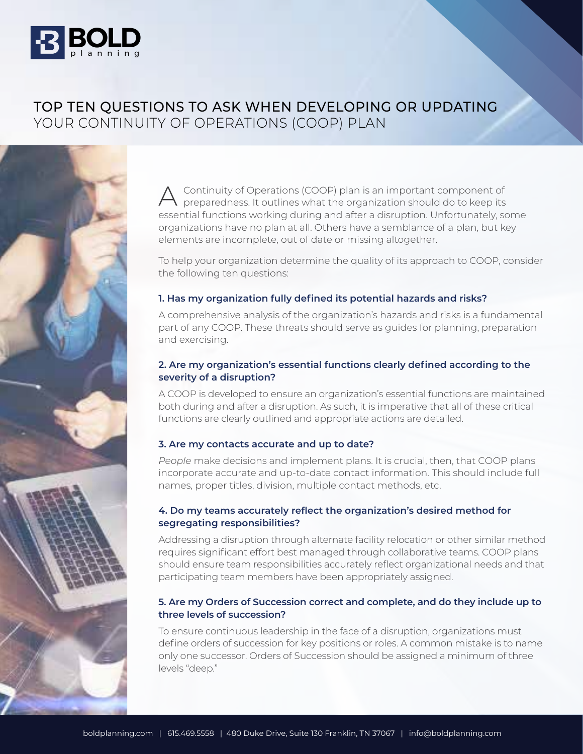# TOP TEN QUESTIONS TO ASK WHEN DEVELOPING OR UPDATING YOUR CONTINUITY OF OPERATIONS (COOP) PLAN

A Continuity of Operations (COOP) plan is an important component of preparedness. It outlines what the organization should do to keep its essential functions working during and after a disruption. Unfortunately, some organizations have no plan at all. Others have a semblance of a plan, but key elements are incomplete, out of date or missing altogether.

To help your organization determine the quality of its approach to COOP, consider the following ten questions:

### 1. Has my organization fully defined its potential hazards and risks?

A comprehensive analysis of the organization's hazards and risks is a fundamental part of any COOP. These threats should serve as guides for planning, preparation and exercising.

### 2. Are my organization's essential functions clearly defined according to the severity of a disruption?

A COOP is developed to ensure an organization's essential functions are maintained both during and after a disruption. As such, it is imperative that all of these critical functions are clearly outlined and appropriate actions are detailed.

### 3. Are my contacts accurate and up to date?

*People* make decisions and implement plans. It is crucial, then, that COOP plans incorporate accurate and up-to-date contact information. This should include full names, proper titles, division, multiple contact methods, etc.

### 4. Do my teams accurately reflect the organization's desired method for segregating responsibilities?

Addressing a disruption through alternate facility relocation or other similar method requires significant effort best managed through collaborative teams. COOP plans should ensure team responsibilities accurately reflect organizational needs and that participating team members have been appropriately assigned.

### 5. Are my Orders of Succession correct and complete, and do they include up to three levels of succession?

To ensure continuous leadership in the face of a disruption, organizations must define orders of succession for key positions or roles. A common mistake is to name only one successor. Orders of Succession should be assigned a minimum of three levels "deep."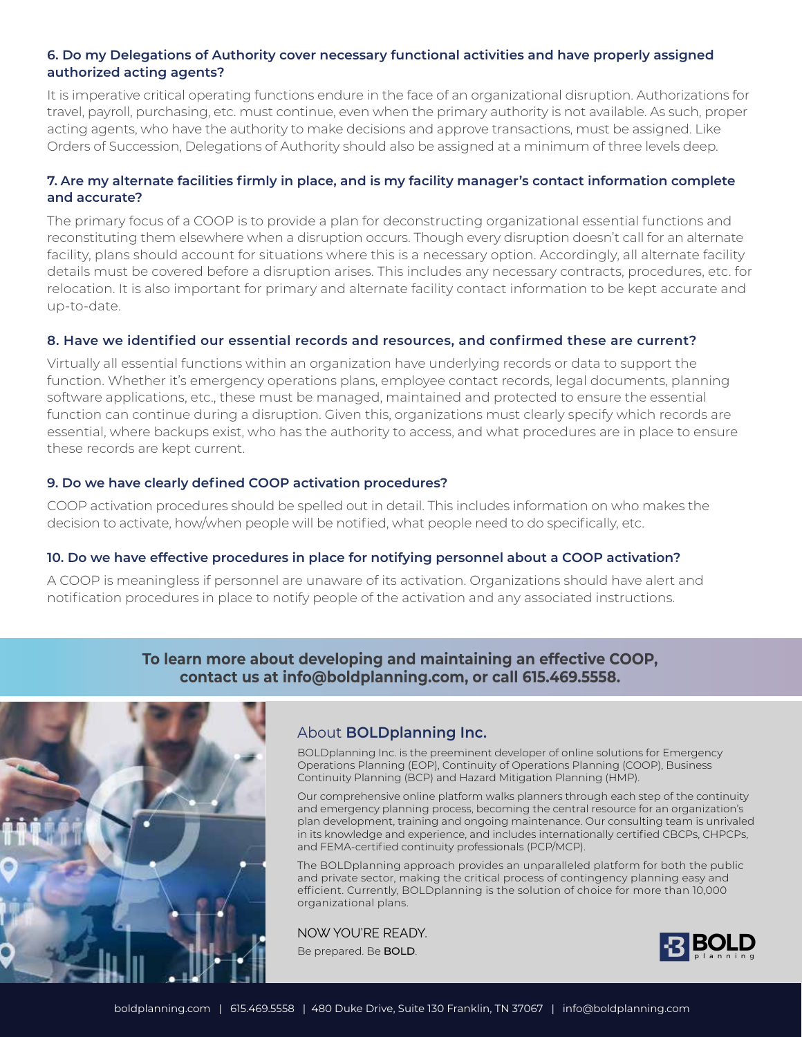### 6. Do my Delegations of Authority cover necessary functional activities and have properly assigned authorized acting agents?

It is imperative critical operating functions endure in the face of an organizational disruption. Authorizations for travel, payroll, purchasing, etc. must continue, even when the primary authority is not available. As such, proper acting agents, who have the authority to make decisions and approve transactions, must be assigned. Like Orders of Succession, Delegations of Authority should also be assigned at a minimum of three levels deep.

### 7. Are my alternate facilities firmly in place, and is my facility manager's contact information complete and accurate?

The primary focus of a COOP is to provide a plan for deconstructing organizational essential functions and reconstituting them elsewhere when a disruption occurs. Though every disruption doesn't call for an alternate facility, plans should account for situations where this is a necessary option. Accordingly, all alternate facility details must be covered before a disruption arises. This includes any necessary contracts, procedures, etc. for relocation. It is also important for primary and alternate facility contact information to be kept accurate and up-to-date.

### 8. Have we identified our essential records and resources, and confirmed these are current?

Virtually all essential functions within an organization have underlying records or data to support the function. Whether it's emergency operations plans, employee contact records, legal documents, planning software applications, etc., these must be managed, maintained and protected to ensure the essential function can continue during a disruption. Given this, organizations must clearly specify which records are essential, where backups exist, who has the authority to access, and what procedures are in place to ensure these records are kept current.

### 9. Do we have clearly defined COOP activation procedures?

COOP activation procedures should be spelled out in detail. This includes information on who makes the decision to activate, how/when people will be notified, what people need to do specifically, etc.

### 10. Do we have effective procedures in place for notifying personnel about a COOP activation?

A COOP is meaningless if personnel are unaware of its activation. Organizations should have alert and notification procedures in place to notify people of the activation and any associated instructions.

**To learn more about developing and maintaining an effective COOP, contact us at info@boldplanning.com, or call 615.469.5558.**

## About **BOLDplanning Inc.**

BOLDplanning Inc. is the preeminent developer of online solutions for Emergency Operations Planning (EOP), Continuity of Operations Planning (COOP), Business Continuity Planning (BCP) and Hazard Mitigation Planning (HMP).

Our comprehensive online platform walks planners through each step of the continuity and emergency planning process, becoming the central resource for an organization's plan development, training and ongoing maintenance. Our consulting team is unrivaled in its knowledge and experience, and includes internationally certified CBCPs, CHPCPs, and FEMA-certified continuity professionals (PCP/MCP).

The BOLDplanning approach provides an unparalleled platform for both the public and private sector, making the critical process of contingency planning easy and efficient. Currently, BOLDplanning is the solution of choice for more than 10,000 organizational plans.

NOW YOU'RE READY.

Be prepared. Be **BOLD**.

BOLD planning

boldplanning.com | 615.469.5558 | 480 Duke Drive, Suite 130 Franklin, TN 37067 | info@boldplanning.com